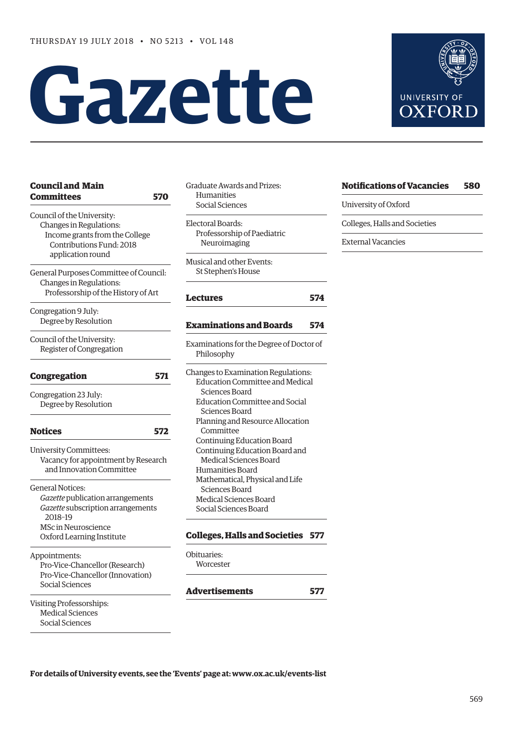THURSDAY 19 JULY 2018 • NO 5213 • VOL 148

# Gazette

UNIVERSITY OF OXFORD

**Council and Main Committees 570**

Council of the University:
- Changes in Regulations:
  - Income grants from the College Contributions Fund: 2018 application round

General Purposes Committee of Council:
- Changes in Regulations:
  - Professorship of the History of Art

Congregation 9 July:
- Degree by Resolution

Council of the University:
- Register of Congregation

**Congregation 571**

Congregation 23 July:
- Degree by Resolution

**Notices 572**

University Committees:
- Vacancy for appointment by Research and Innovation Committee

General Notices:
- *Gazette* publication arrangements
- *Gazette* subscription arrangements 2018–19
- MSc in Neuroscience
- Oxford Learning Institute

Appointments:
- Pro-Vice-Chancellor (Research)
- Pro-Vice-Chancellor (Innovation)
- Social Sciences

Visiting Professorships:
- Medical Sciences
- Social Sciences

Graduate Awards and Prizes:
- Humanities
- Social Sciences

Electoral Boards:
- Professorship of Paediatric Neuroimaging

Musical and other Events:
- St Stephen's House

**Lectures 574**

**Examinations and Boards 574**

Examinations for the Degree of Doctor of Philosophy

Changes to Examination Regulations:
- Education Committee and Medical Sciences Board
- Education Committee and Social Sciences Board
- Planning and Resource Allocation Committee
- Continuing Education Board
- Continuing Education Board and Medical Sciences Board
- Humanities Board
- Mathematical, Physical and Life Sciences Board
- Medical Sciences Board
- Social Sciences Board

**Colleges, Halls and Societies 577**

Obituaries:
- Worcester

**Advertisements 577**

**Notifications of Vacancies 580**

University of Oxford

Colleges, Halls and Societies

External Vacancies

**For details of University events, see the 'Events' page at: www.ox.ac.uk/events-list**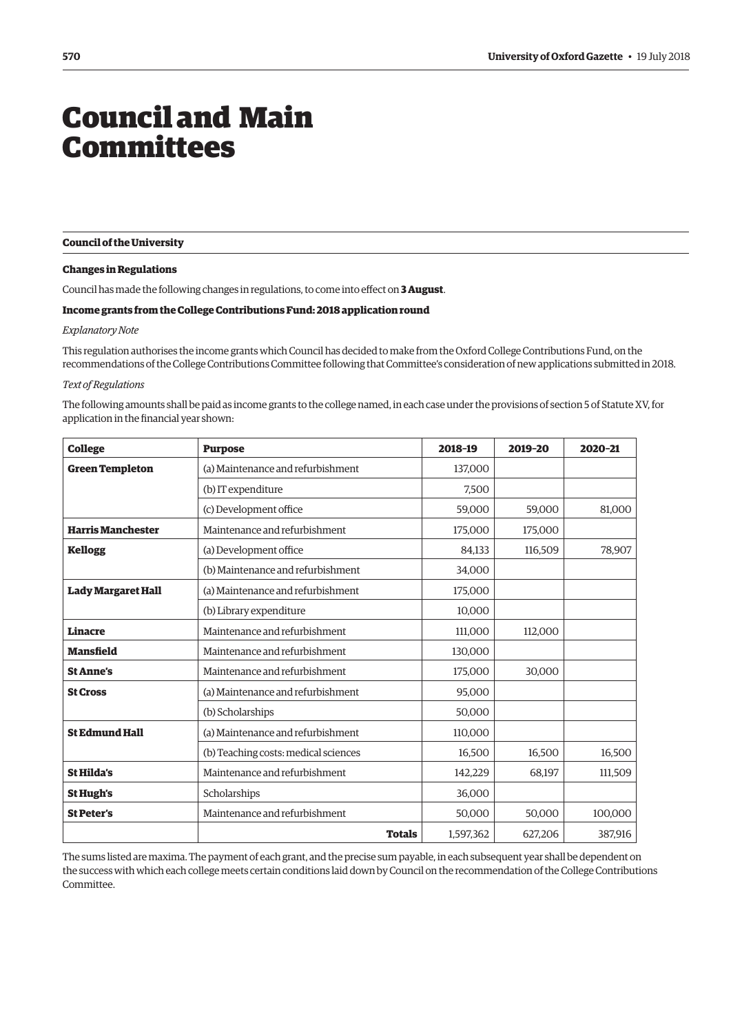# Council and Main Committees

## Council of the University

### Changes in Regulations

Council has made the following changes in regulations, to come into effect on **3 August**.

#### Income grants from the College Contributions Fund: 2018 application round

*Explanatory Note*

This regulation authorises the income grants which Council has decided to make from the Oxford College Contributions Fund, on the recommendations of the College Contributions Committee following that Committee's consideration of new applications submitted in 2018.

*Text of Regulations*

The following amounts shall be paid as income grants to the college named, in each case under the provisions of section 5 of Statute XV, for application in the financial year shown:

| College | Purpose | 2018–19 | 2019–20 | 2020–21 |
|---|---|---|---|---|
| **Green Templeton** | (a) Maintenance and refurbishment | 137,000 | | |
| | (b) IT expenditure | 7,500 | | |
| | (c) Development office | 59,000 | 59,000 | 81,000 |
| **Harris Manchester** | Maintenance and refurbishment | 175,000 | 175,000 | |
| **Kellogg** | (a) Development office | 84,133 | 116,509 | 78,907 |
| | (b) Maintenance and refurbishment | 34,000 | | |
| **Lady Margaret Hall** | (a) Maintenance and refurbishment | 175,000 | | |
| | (b) Library expenditure | 10,000 | | |
| **Linacre** | Maintenance and refurbishment | 111,000 | 112,000 | |
| **Mansfield** | Maintenance and refurbishment | 130,000 | | |
| **St Anne's** | Maintenance and refurbishment | 175,000 | 30,000 | |
| **St Cross** | (a) Maintenance and refurbishment | 95,000 | | |
| | (b) Scholarships | 50,000 | | |
| **St Edmund Hall** | (a) Maintenance and refurbishment | 110,000 | | |
| | (b) Teaching costs: medical sciences | 16,500 | 16,500 | 16,500 |
| **St Hilda's** | Maintenance and refurbishment | 142,229 | 68,197 | 111,509 |
| **St Hugh's** | Scholarships | 36,000 | | |
| **St Peter's** | Maintenance and refurbishment | 50,000 | 50,000 | 100,000 |
| | **Totals** | 1,597,362 | 627,206 | 387,916 |

The sums listed are maxima. The payment of each grant, and the precise sum payable, in each subsequent year shall be dependent on the success with which each college meets certain conditions laid down by Council on the recommendation of the College Contributions Committee.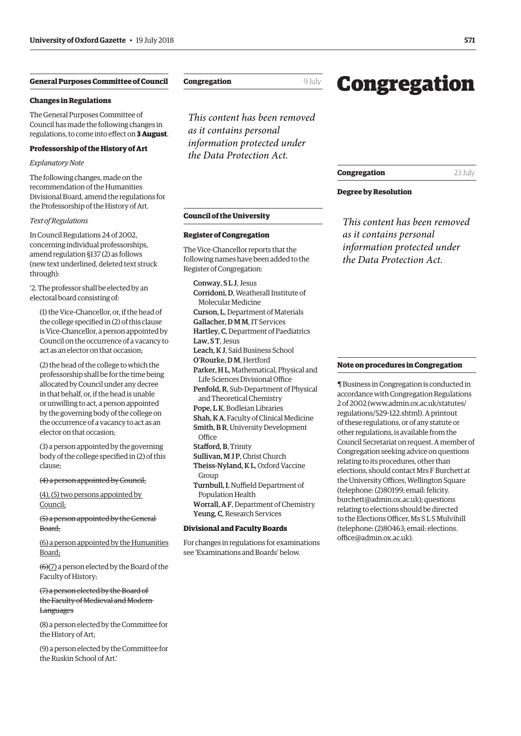## General Purposes Committee of Council

### Changes in Regulations

The General Purposes Committee of Council has made the following changes in regulations, to come into effect on **3 August**.

### Professorship of the History of Art

*Explanatory Note*

The following changes, made on the recommendation of the Humanities Divisional Board, amend the regulations for the Professorship of the History of Art.

*Text of Regulations*

In Council Regulations 24 of 2002, concerning individual professorships, amend regulation §137 (2) as follows (new text underlined, deleted text struck through):

'2. The professor shall be elected by an electoral board consisting of:

(1) the Vice-Chancellor, or, if the head of the college specified in (2) of this clause is Vice-Chancellor, a person appointed by Council on the occurrence of a vacancy to act as an elector on that occasion;

(2) the head of the college to which the professorship shall be for the time being allocated by Council under any decree in that behalf, or, if the head is unable or unwilling to act, a person appointed by the governing body of the college on the occurrence of a vacancy to act as an elector on that occasion;

(3) a person appointed by the governing body of the college specified in (2) of this clause;

~~(4) a person appointed by Council;~~

<u>(4), (5) two persons appointed by Council;</u>

~~(5) a person appointed by the General Board;~~

<u>(6) a person appointed by the Humanities Board;</u>

~~(6)~~<u>(7)</u> a person elected by the Board of the Faculty of History;

~~(7) a person elected by the Board of the Faculty of Medieval and Modern Languages~~

(8) a person elected by the Committee for the History of Art;

(9) a person elected by the Committee for the Ruskin School of Art.'

# Congregation

## Congregation — 9 July

*This content has been removed as it contains personal information protected under the Data Protection Act.*

## Council of the University

### Register of Congregation

The Vice-Chancellor reports that the following names have been added to the Register of Congregation:

**Conway, S L J**, Jesus
**Corridoni, D**, Weatherall Institute of Molecular Medicine
**Curson, L**, Department of Materials
**Gallacher, D M M**, IT Services
**Hartley, C**, Department of Paediatrics
**Law, S T**, Jesus
**Leach, K J**, Saïd Business School
**O'Rourke, D M**, Hertford
**Parker, H L**, Mathematical, Physical and Life Sciences Divisional Office
**Penfold, R**, Sub-Department of Physical and Theoretical Chemistry
**Pope, L K**, Bodleian Libraries
**Shah, K A**, Faculty of Clinical Medicine
**Smith, B R**, University Development Office
**Stafford, B**, Trinity
**Sullivan, M J P**, Christ Church
**Theiss-Nyland, K L**, Oxford Vaccine Group
**Turnbull, I**, Nuffield Department of Population Health
**Worrall, A F**, Department of Chemistry
**Yeung, C**, Research Services

### Divisional and Faculty Boards

For changes in regulations for examinations see 'Examinations and Boards' below.

## Congregation — 23 July

### Degree by Resolution

*This content has been removed as it contains personal information protected under the Data Protection Act.*

## Note on procedures in Congregation

¶ Business in Congregation is conducted in accordance with Congregation Regulations 2 of 2002 (www.admin.ox.ac.uk/statutes/regulations/529-122.shtml). A printout of these regulations, or of any statute or other regulations, is available from the Council Secretariat on request. A member of Congregation seeking advice on questions relating to its procedures, other than elections, should contact Mrs F Burchett at the University Offices, Wellington Square (telephone: (2)80199; email: felicity.burchett@admin.ox.ac.uk); questions relating to elections should be directed to the Elections Officer, Ms S L S Mulvihill (telephone: (2)80463; email: elections.office@admin.ox.ac.uk).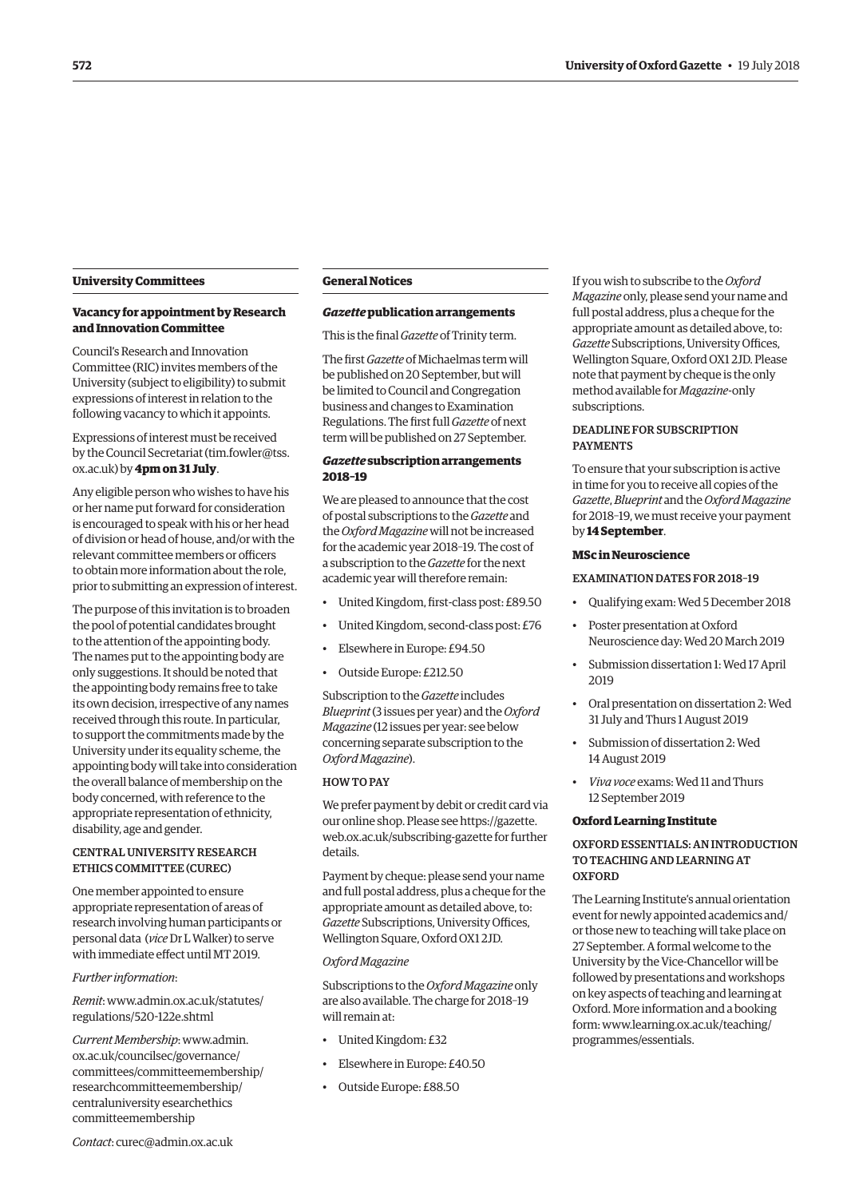## University Committees

### Vacancy for appointment by Research and Innovation Committee

Council's Research and Innovation Committee (RIC) invites members of the University (subject to eligibility) to submit expressions of interest in relation to the following vacancy to which it appoints.

Expressions of interest must be received by the Council Secretariat (tim.fowler@tss.ox.ac.uk) by **4pm on 31 July**.

Any eligible person who wishes to have his or her name put forward for consideration is encouraged to speak with his or her head of division or head of house, and/or with the relevant committee members or officers to obtain more information about the role, prior to submitting an expression of interest.

The purpose of this invitation is to broaden the pool of potential candidates brought to the attention of the appointing body. The names put to the appointing body are only suggestions. It should be noted that the appointing body remains free to take its own decision, irrespective of any names received through this route. In particular, to support the commitments made by the University under its equality scheme, the appointing body will take into consideration the overall balance of membership on the body concerned, with reference to the appropriate representation of ethnicity, disability, age and gender.

#### CENTRAL UNIVERSITY RESEARCH ETHICS COMMITTEE (CUREC)

One member appointed to ensure appropriate representation of areas of research involving human participants or personal data (*vice* Dr L Walker) to serve with immediate effect until MT 2019.

*Further information*:

*Remit*: www.admin.ox.ac.uk/statutes/regulations/520-122e.shtml

*Current Membership*: www.admin.ox.ac.uk/councilsec/governance/committees/committeemembership/researchcommitteemembership/centraluniversity esearchethics committeemembership

*Contact*: curec@admin.ox.ac.uk

## General Notices

### *Gazette* publication arrangements

This is the final *Gazette* of Trinity term.

The first *Gazette* of Michaelmas term will be published on 20 September, but will be limited to Council and Congregation business and changes to Examination Regulations. The first full *Gazette* of next term will be published on 27 September.

### *Gazette* subscription arrangements 2018–19

We are pleased to announce that the cost of postal subscriptions to the *Gazette* and the *Oxford Magazine* will not be increased for the academic year 2018–19. The cost of a subscription to the *Gazette* for the next academic year will therefore remain:

- United Kingdom, first-class post: £89.50
- United Kingdom, second-class post: £76
- Elsewhere in Europe: £94.50
- Outside Europe: £212.50

Subscription to the *Gazette* includes *Blueprint* (3 issues per year) and the *Oxford Magazine* (12 issues per year: see below concerning separate subscription to the *Oxford Magazine*).

#### HOW TO PAY

We prefer payment by debit or credit card via our online shop. Please see https://gazette.web.ox.ac.uk/subscribing-gazette for further details.

Payment by cheque: please send your name and full postal address, plus a cheque for the appropriate amount as detailed above, to: *Gazette* Subscriptions, University Offices, Wellington Square, Oxford OX1 2JD.

*Oxford Magazine*

Subscriptions to the *Oxford Magazine* only are also available. The charge for 2018–19 will remain at:

- United Kingdom: £32
- Elsewhere in Europe: £40.50
- Outside Europe: £88.50

If you wish to subscribe to the *Oxford Magazine* only, please send your name and full postal address, plus a cheque for the appropriate amount as detailed above, to: *Gazette* Subscriptions, University Offices, Wellington Square, Oxford OX1 2JD. Please note that payment by cheque is the only method available for *Magazine*-only subscriptions.

#### DEADLINE FOR SUBSCRIPTION PAYMENTS

To ensure that your subscription is active in time for you to receive all copies of the *Gazette*, *Blueprint* and the *Oxford Magazine* for 2018–19, we must receive your payment by **14 September**.

### MSc in Neuroscience

#### EXAMINATION DATES FOR 2018–19

- Qualifying exam: Wed 5 December 2018
- Poster presentation at Oxford Neuroscience day: Wed 20 March 2019
- Submission dissertation 1: Wed 17 April 2019
- Oral presentation on dissertation 2: Wed 31 July and Thurs 1 August 2019
- Submission of dissertation 2: Wed 14 August 2019
- *Viva voce* exams: Wed 11 and Thurs 12 September 2019

### Oxford Learning Institute

#### OXFORD ESSENTIALS: AN INTRODUCTION TO TEACHING AND LEARNING AT OXFORD

The Learning Institute's annual orientation event for newly appointed academics and/or those new to teaching will take place on 27 September. A formal welcome to the University by the Vice-Chancellor will be followed by presentations and workshops on key aspects of teaching and learning at Oxford. More information and a booking form: www.learning.ox.ac.uk/teaching/programmes/essentials.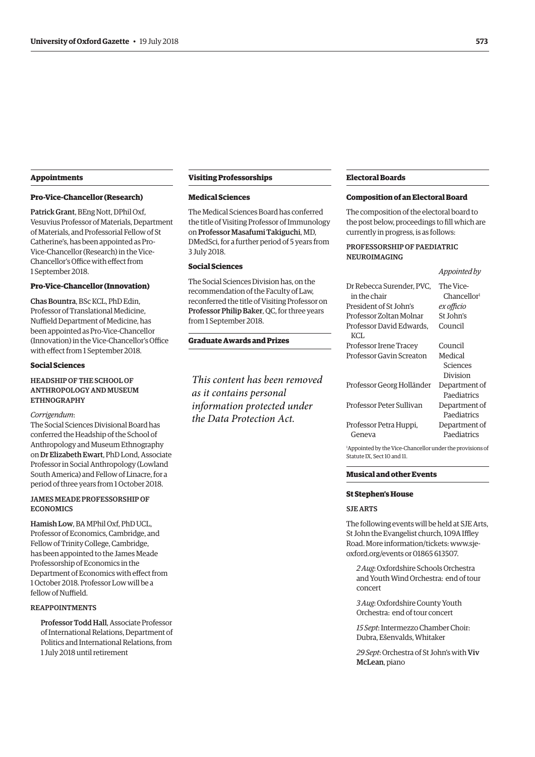## Appointments

### Pro-Vice-Chancellor (Research)

**Patrick Grant**, BEng Nott, DPhil Oxf, Vesuvius Professor of Materials, Department of Materials, and Professorial Fellow of St Catherine's, has been appointed as Pro-Vice-Chancellor (Research) in the Vice-Chancellor's Office with effect from 1 September 2018.

### Pro-Vice-Chancellor (Innovation)

**Chas Bountra**, BSc KCL, PhD Edin, Professor of Translational Medicine, Nuffield Department of Medicine, has been appointed as Pro-Vice-Chancellor (Innovation) in the Vice-Chancellor's Office with effect from 1 September 2018.

### Social Sciences

#### HEADSHIP OF THE SCHOOL OF ANTHROPOLOGY AND MUSEUM ETHNOGRAPHY

*Corrigendum*:

The Social Sciences Divisional Board has conferred the Headship of the School of Anthropology and Museum Ethnography on **Dr Elizabeth Ewart**, PhD Lond, Associate Professor in Social Anthropology (Lowland South America) and Fellow of Linacre, for a period of three years from 1 October 2018.

#### JAMES MEADE PROFESSORSHIP OF ECONOMICS

**Hamish Low**, BA MPhil Oxf, PhD UCL, Professor of Economics, Cambridge, and Fellow of Trinity College, Cambridge, has been appointed to the James Meade Professorship of Economics in the Department of Economics with effect from 1 October 2018. Professor Low will be a fellow of Nuffield.

#### REAPPOINTMENTS

**Professor Todd Hall**, Associate Professor of International Relations, Department of Politics and International Relations, from 1 July 2018 until retirement

## Visiting Professorships

### Medical Sciences

The Medical Sciences Board has conferred the title of Visiting Professor of Immunology on **Professor Masafumi Takiguchi**, MD, DMedSci, for a further period of 5 years from 3 July 2018.

### Social Sciences

The Social Sciences Division has, on the recommendation of the Faculty of Law, reconferred the title of Visiting Professor on **Professor Philip Baker**, QC, for three years from 1 September 2018.

## Graduate Awards and Prizes

*This content has been removed as it contains personal information protected under the Data Protection Act.*

## Electoral Boards

### Composition of an Electoral Board

The composition of the electoral board to the post below, proceedings to fill which are currently in progress, is as follows:

#### PROFESSORSHIP OF PAEDIATRIC NEUROIMAGING

| | *Appointed by* |
|---|---|
| Dr Rebecca Surender, PVC, in the chair | The Vice-Chancellor[1] |
| President of St John's | *ex officio* |
| Professor Zoltan Molnar | St John's |
| Professor David Edwards, KCL | Council |
| Professor Irene Tracey | Council |
| Professor Gavin Screaton | Medical Sciences Division |
| Professor Georg Holländer | Department of Paediatrics |
| Professor Peter Sullivan | Department of Paediatrics |
| Professor Petra Huppi, Geneva | Department of Paediatrics |

[1]Appointed by the Vice-Chancellor under the provisions of Statute IX, Sect 10 and 11.

## Musical and other Events

### St Stephen's House

#### SJE ARTS

The following events will be held at SJE Arts, St John the Evangelist church, 109A Iffley Road. More information/tickets: www.sje-oxford.org/events or 01865 613507.

*2 Aug*: Oxfordshire Schools Orchestra and Youth Wind Orchestra: end of tour concert

*3 Aug*: Oxfordshire County Youth Orchestra: end of tour concert

*15 Sept*: Intermezzo Chamber Choir: Dubra, Ešenvalds, Whitaker

*29 Sept*: Orchestra of St John's with **Viv McLean**, piano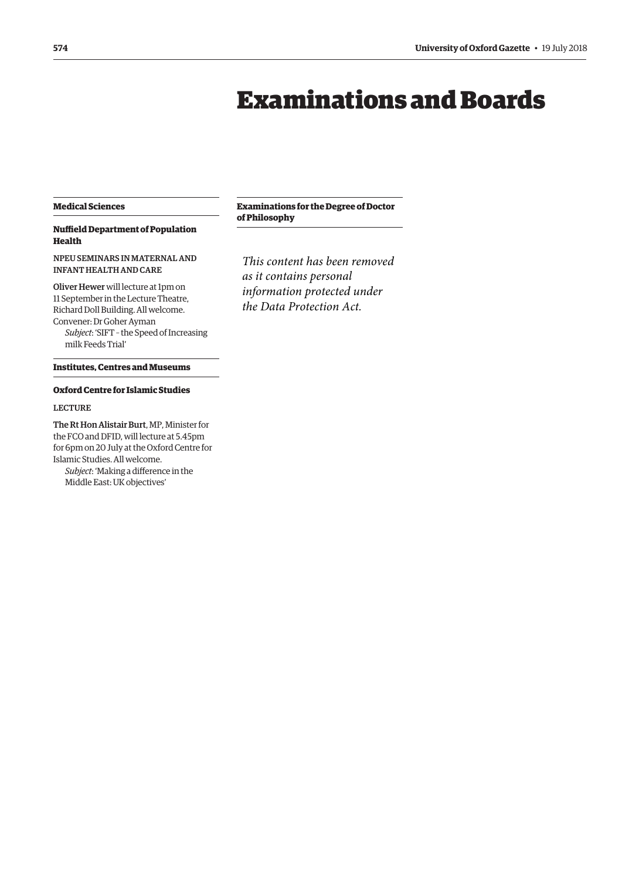# Examinations and Boards

## Medical Sciences

### Nuffield Department of Population Health

NPEU SEMINARS IN MATERNAL AND INFANT HEALTH AND CARE

**Oliver Hewer** will lecture at 1pm on 11 September in the Lecture Theatre, Richard Doll Building. All welcome.

Convener: Dr Goher Ayman

*Subject*: 'SIFT – the Speed of Increasing milk Feeds Trial'

## Institutes, Centres and Museums

### Oxford Centre for Islamic Studies

LECTURE

**The Rt Hon Alistair Burt**, MP, Minister for the FCO and DFID, will lecture at 5.45pm for 6pm on 20 July at the Oxford Centre for Islamic Studies. All welcome.

*Subject*: 'Making a difference in the Middle East: UK objectives'

## Examinations for the Degree of Doctor of Philosophy

*This content has been removed as it contains personal information protected under the Data Protection Act.*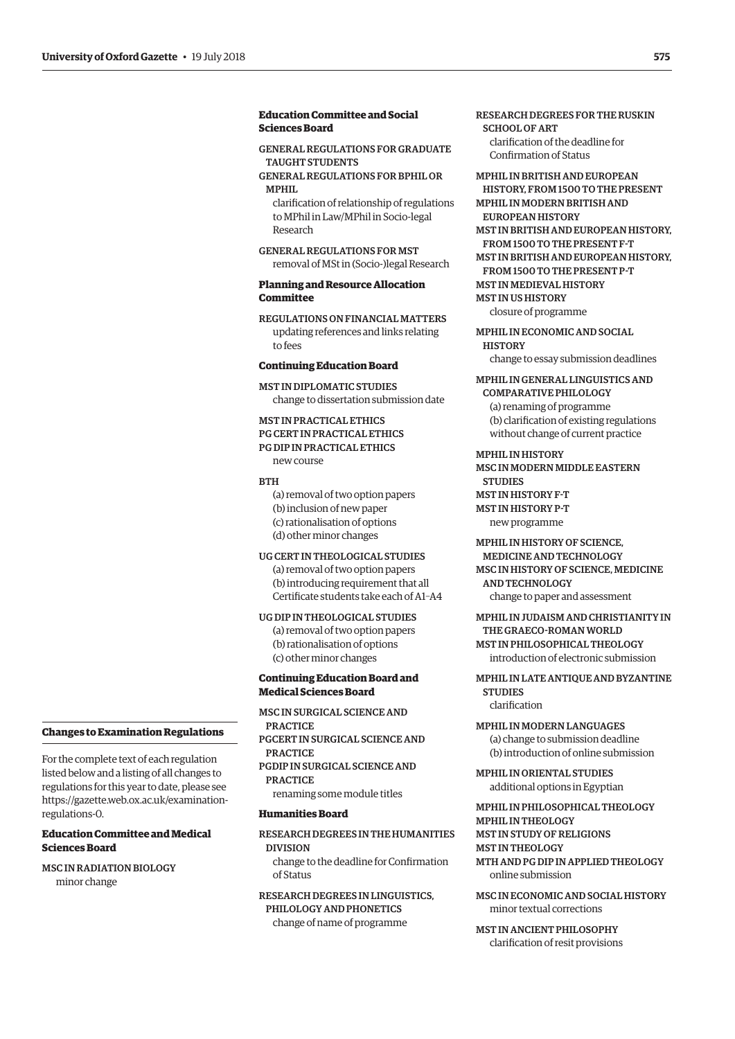## Changes to Examination Regulations

For the complete text of each regulation listed below and a listing of all changes to regulations for this year to date, please see https://gazette.web.ox.ac.uk/examination-regulations-0.

### Education Committee and Medical Sciences Board

MSC IN RADIATION BIOLOGY
minor change

### Education Committee and Social Sciences Board

GENERAL REGULATIONS FOR GRADUATE TAUGHT STUDENTS
GENERAL REGULATIONS FOR BPHIL OR MPHIL
clarification of relationship of regulations to MPhil in Law/MPhil in Socio-legal Research

GENERAL REGULATIONS FOR MST
removal of MSt in (Socio-)legal Research

### Planning and Resource Allocation Committee

REGULATIONS ON FINANCIAL MATTERS
updating references and links relating to fees

### Continuing Education Board

MST IN DIPLOMATIC STUDIES
change to dissertation submission date

MST IN PRACTICAL ETHICS
PG CERT IN PRACTICAL ETHICS
PG DIP IN PRACTICAL ETHICS
new course

BTH
(a) removal of two option papers
(b) inclusion of new paper
(c) rationalisation of options
(d) other minor changes

UG CERT IN THEOLOGICAL STUDIES
(a) removal of two option papers
(b) introducing requirement that all Certificate students take each of A1–A4

UG DIP IN THEOLOGICAL STUDIES
(a) removal of two option papers
(b) rationalisation of options
(c) other minor changes

### Continuing Education Board and Medical Sciences Board

MSC IN SURGICAL SCIENCE AND PRACTICE
PGCERT IN SURGICAL SCIENCE AND PRACTICE
PGDIP IN SURGICAL SCIENCE AND PRACTICE
renaming some module titles

### Humanities Board

RESEARCH DEGREES IN THE HUMANITIES DIVISION
change to the deadline for Confirmation of Status

RESEARCH DEGREES IN LINGUISTICS, PHILOLOGY AND PHONETICS
change of name of programme

RESEARCH DEGREES FOR THE RUSKIN SCHOOL OF ART
clarification of the deadline for Confirmation of Status

MPHIL IN BRITISH AND EUROPEAN HISTORY, FROM 1500 TO THE PRESENT
MPHIL IN MODERN BRITISH AND EUROPEAN HISTORY
MST IN BRITISH AND EUROPEAN HISTORY, FROM 1500 TO THE PRESENT F-T
MST IN BRITISH AND EUROPEAN HISTORY, FROM 1500 TO THE PRESENT P-T
MST IN MEDIEVAL HISTORY
MST IN US HISTORY
closure of programme

MPHIL IN ECONOMIC AND SOCIAL HISTORY
change to essay submission deadlines

MPHIL IN GENERAL LINGUISTICS AND COMPARATIVE PHILOLOGY
(a) renaming of programme
(b) clarification of existing regulations without change of current practice

MPHIL IN HISTORY
MSC IN MODERN MIDDLE EASTERN STUDIES
MST IN HISTORY F-T
MST IN HISTORY P-T
new programme

MPHIL IN HISTORY OF SCIENCE, MEDICINE AND TECHNOLOGY
MSC IN HISTORY OF SCIENCE, MEDICINE AND TECHNOLOGY
change to paper and assessment

MPHIL IN JUDAISM AND CHRISTIANITY IN THE GRAECO-ROMAN WORLD
MST IN PHILOSOPHICAL THEOLOGY
introduction of electronic submission

MPHIL IN LATE ANTIQUE AND BYZANTINE STUDIES
clarification

MPHIL IN MODERN LANGUAGES
(a) change to submission deadline
(b) introduction of online submission

MPHIL IN ORIENTAL STUDIES
additional options in Egyptian

MPHIL IN PHILOSOPHICAL THEOLOGY
MPHIL IN THEOLOGY
MST IN STUDY OF RELIGIONS
MST IN THEOLOGY
MTH AND PG DIP IN APPLIED THEOLOGY
online submission

MSC IN ECONOMIC AND SOCIAL HISTORY
minor textual corrections

MST IN ANCIENT PHILOSOPHY
clarification of resit provisions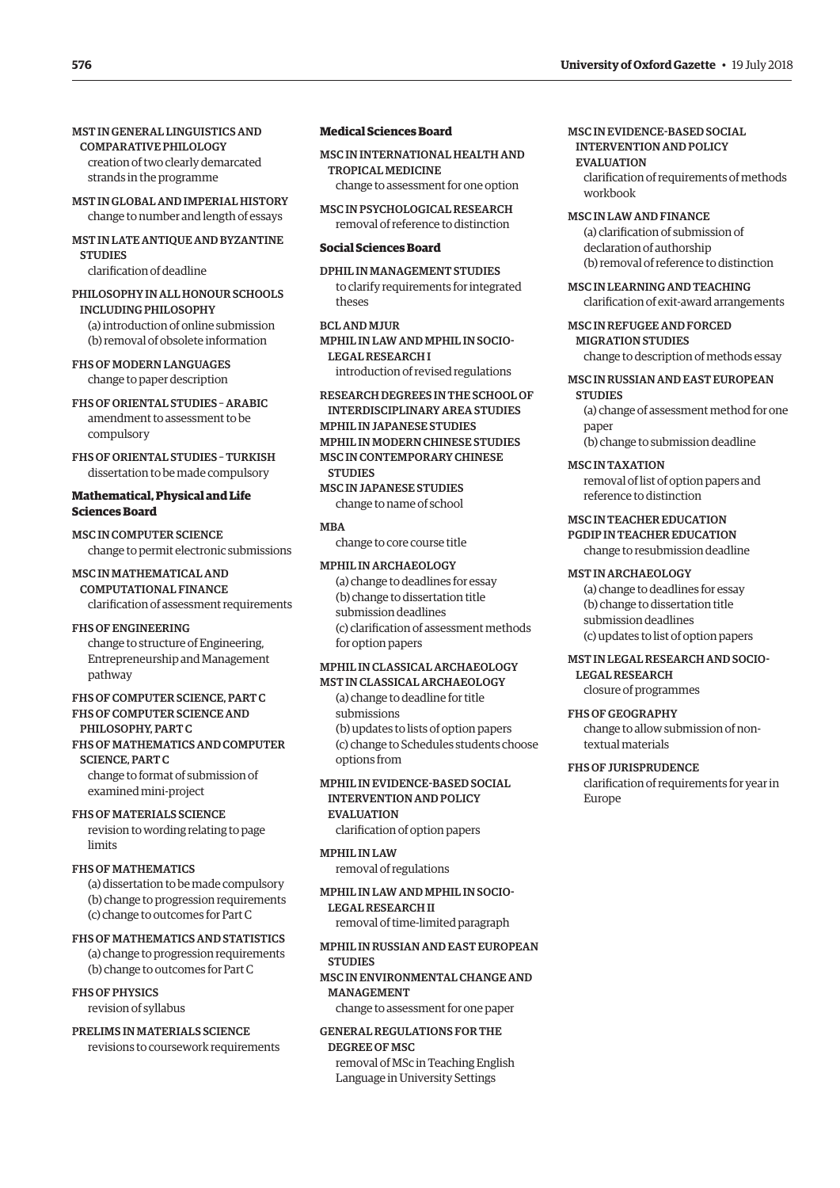MST IN GENERAL LINGUISTICS AND COMPARATIVE PHILOLOGY
creation of two clearly demarcated strands in the programme

MST IN GLOBAL AND IMPERIAL HISTORY
change to number and length of essays

MST IN LATE ANTIQUE AND BYZANTINE STUDIES
clarification of deadline

PHILOSOPHY IN ALL HONOUR SCHOOLS INCLUDING PHILOSOPHY
(a) introduction of online submission
(b) removal of obsolete information

FHS OF MODERN LANGUAGES
change to paper description

FHS OF ORIENTAL STUDIES – ARABIC
amendment to assessment to be compulsory

FHS OF ORIENTAL STUDIES – TURKISH
dissertation to be made compulsory

### Mathematical, Physical and Life Sciences Board

MSC IN COMPUTER SCIENCE
change to permit electronic submissions

MSC IN MATHEMATICAL AND COMPUTATIONAL FINANCE
clarification of assessment requirements

FHS OF ENGINEERING
change to structure of Engineering, Entrepreneurship and Management pathway

FHS OF COMPUTER SCIENCE, PART C
FHS OF COMPUTER SCIENCE AND PHILOSOPHY, PART C
FHS OF MATHEMATICS AND COMPUTER SCIENCE, PART C
change to format of submission of examined mini-project

FHS OF MATERIALS SCIENCE
revision to wording relating to page limits

FHS OF MATHEMATICS
(a) dissertation to be made compulsory
(b) change to progression requirements
(c) change to outcomes for Part C

FHS OF MATHEMATICS AND STATISTICS
(a) change to progression requirements
(b) change to outcomes for Part C

FHS OF PHYSICS
revision of syllabus

PRELIMS IN MATERIALS SCIENCE
revisions to coursework requirements

### Medical Sciences Board

MSC IN INTERNATIONAL HEALTH AND TROPICAL MEDICINE
change to assessment for one option

MSC IN PSYCHOLOGICAL RESEARCH
removal of reference to distinction

### Social Sciences Board

DPHIL IN MANAGEMENT STUDIES
to clarify requirements for integrated theses

BCL AND MJUR
MPHIL IN LAW AND MPHIL IN SOCIO-LEGAL RESEARCH I
introduction of revised regulations

RESEARCH DEGREES IN THE SCHOOL OF INTERDISCIPLINARY AREA STUDIES
MPHIL IN JAPANESE STUDIES
MPHIL IN MODERN CHINESE STUDIES
MSC IN CONTEMPORARY CHINESE STUDIES
MSC IN JAPANESE STUDIES
change to name of school

MBA
change to core course title

MPHIL IN ARCHAEOLOGY
(a) change to deadlines for essay
(b) change to dissertation title submission deadlines
(c) clarification of assessment methods for option papers

MPHIL IN CLASSICAL ARCHAEOLOGY
MST IN CLASSICAL ARCHAEOLOGY
(a) change to deadline for title submissions
(b) updates to lists of option papers
(c) change to Schedules students choose options from

MPHIL IN EVIDENCE-BASED SOCIAL INTERVENTION AND POLICY EVALUATION
clarification of option papers

MPHIL IN LAW
removal of regulations

MPHIL IN LAW AND MPHIL IN SOCIO-LEGAL RESEARCH II
removal of time-limited paragraph

MPHIL IN RUSSIAN AND EAST EUROPEAN STUDIES
MSC IN ENVIRONMENTAL CHANGE AND MANAGEMENT
change to assessment for one paper

GENERAL REGULATIONS FOR THE DEGREE OF MSC
removal of MSc in Teaching English Language in University Settings

MSC IN EVIDENCE-BASED SOCIAL INTERVENTION AND POLICY EVALUATION
clarification of requirements of methods workbook

MSC IN LAW AND FINANCE
(a) clarification of submission of declaration of authorship
(b) removal of reference to distinction

MSC IN LEARNING AND TEACHING
clarification of exit-award arrangements

MSC IN REFUGEE AND FORCED MIGRATION STUDIES
change to description of methods essay

MSC IN RUSSIAN AND EAST EUROPEAN STUDIES
(a) change of assessment method for one paper
(b) change to submission deadline

MSC IN TAXATION
removal of list of option papers and reference to distinction

MSC IN TEACHER EDUCATION
PGDIP IN TEACHER EDUCATION
change to resubmission deadline

MST IN ARCHAEOLOGY
(a) change to deadlines for essay
(b) change to dissertation title submission deadlines
(c) updates to list of option papers

MST IN LEGAL RESEARCH AND SOCIO-LEGAL RESEARCH
closure of programmes

FHS OF GEOGRAPHY
change to allow submission of non-textual materials

FHS OF JURISPRUDENCE
clarification of requirements for year in Europe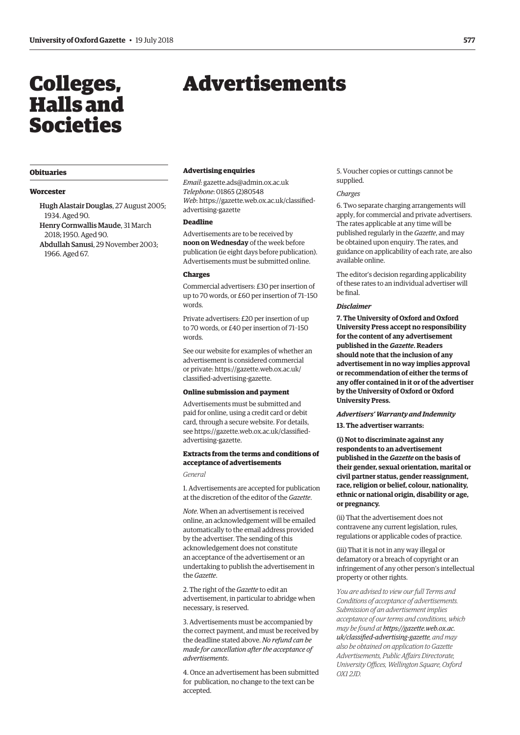# Colleges, Halls and Societies

## Obituaries

### Worcester

Hugh Alastair Douglas, 27 August 2005; 1934. Aged 90.

Henry Cornwallis Maude, 31 March 2018; 1950. Aged 90.

Abdullah Sanusi, 29 November 2003; 1966. Aged 67.

# Advertisements

### Advertising enquiries

*Email*: gazette.ads@admin.ox.ac.uk
*Telephone*: 01865 (2)80548
*Web*: https://gazette.web.ox.ac.uk/classified-advertising-gazette

### Deadline

Advertisements are to be received by **noon on Wednesday** of the week before publication (ie eight days before publication). Advertisements must be submitted online.

### Charges

Commercial advertisers: £30 per insertion of up to 70 words, or £60 per insertion of 71–150 words.

Private advertisers: £20 per insertion of up to 70 words, or £40 per insertion of 71–150 words.

See our website for examples of whether an advertisement is considered commercial or private: https://gazette.web.ox.ac.uk/classified-advertising-gazette.

### Online submission and payment

Advertisements must be submitted and paid for online, using a credit card or debit card, through a secure website. For details, see https://gazette.web.ox.ac.uk/classified-advertising-gazette.

### Extracts from the terms and conditions of acceptance of advertisements

*General*

1. Advertisements are accepted for publication at the discretion of the editor of the *Gazette*.

*Note*. When an advertisement is received online, an acknowledgement will be emailed automatically to the email address provided by the advertiser. The sending of this acknowledgement does not constitute an acceptance of the advertisement or an undertaking to publish the advertisement in the *Gazette*.

2. The right of the *Gazette* to edit an advertisement, in particular to abridge when necessary, is reserved.

3. Advertisements must be accompanied by the correct payment, and must be received by the deadline stated above. *No refund can be made for cancellation after the acceptance of advertisements*.

4. Once an advertisement has been submitted for publication, no change to the text can be accepted.

5. Voucher copies or cuttings cannot be supplied.

*Charges*

6. Two separate charging arrangements will apply, for commercial and private advertisers. The rates applicable at any time will be published regularly in the *Gazette*, and may be obtained upon enquiry. The rates, and guidance on applicability of each rate, are also available online.

The editor's decision regarding applicability of these rates to an individual advertiser will be final.

***Disclaimer***

**7. The University of Oxford and Oxford University Press accept no responsibility for the content of any advertisement published in the *Gazette*. Readers should note that the inclusion of any advertisement in no way implies approval or recommendation of either the terms of any offer contained in it or of the advertiser by the University of Oxford or Oxford University Press.**

***Advertisers' Warranty and Indemnity***

**13. The advertiser warrants:**

**(i) Not to discriminate against any respondents to an advertisement published in the *Gazette* on the basis of their gender, sexual orientation, marital or civil partner status, gender reassignment, race, religion or belief, colour, nationality, ethnic or national origin, disability or age, or pregnancy.**

(ii) That the advertisement does not contravene any current legislation, rules, regulations or applicable codes of practice.

(iii) That it is not in any way illegal or defamatory or a breach of copyright or an infringement of any other person's intellectual property or other rights.

*You are advised to view our full Terms and Conditions of acceptance of advertisements. Submission of an advertisement implies acceptance of our terms and conditions, which may be found at **https://gazette.web.ox.ac.uk/classified-advertising-gazette**, and may also be obtained on application to Gazette Advertisements, Public Affairs Directorate, University Offices, Wellington Square, Oxford OX1 2JD.*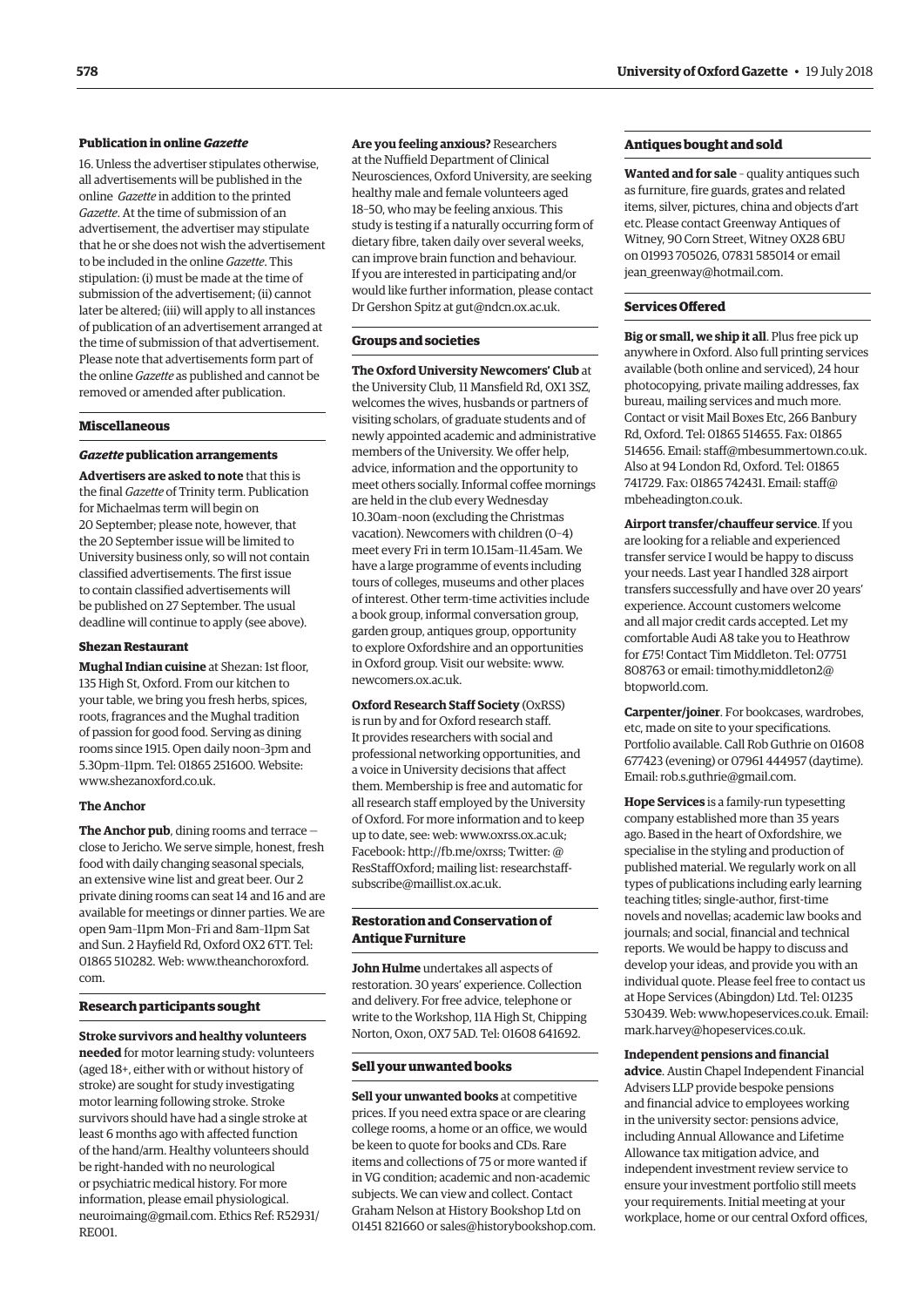### Publication in online *Gazette*

16. Unless the advertiser stipulates otherwise, all advertisements will be published in the online *Gazette* in addition to the printed *Gazette*. At the time of submission of an advertisement, the advertiser may stipulate that he or she does not wish the advertisement to be included in the online *Gazette*. This stipulation: (i) must be made at the time of submission of the advertisement; (ii) cannot later be altered; (iii) will apply to all instances of publication of an advertisement arranged at the time of submission of that advertisement. Please note that advertisements form part of the online *Gazette* as published and cannot be removed or amended after publication.

## Miscellaneous

### *Gazette* publication arrangements

**Advertisers are asked to note** that this is the final *Gazette* of Trinity term. Publication for Michaelmas term will begin on 20 September; please note, however, that the 20 September issue will be limited to University business only, so will not contain classified advertisements. The first issue to contain classified advertisements will be published on 27 September. The usual deadline will continue to apply (see above).

### Shezan Restaurant

**Mughal Indian cuisine** at Shezan: 1st floor, 135 High St, Oxford. From our kitchen to your table, we bring you fresh herbs, spices, roots, fragrances and the Mughal tradition of passion for good food. Serving as dining rooms since 1915. Open daily noon–3pm and 5.30pm–11pm. Tel: 01865 251600. Website: www.shezanoxford.co.uk.

### The Anchor

**The Anchor pub**, dining rooms and terrace – close to Jericho. We serve simple, honest, fresh food with daily changing seasonal specials, an extensive wine list and great beer. Our 2 private dining rooms can seat 14 and 16 and are available for meetings or dinner parties. We are open 9am–11pm Mon–Fri and 8am–11pm Sat and Sun. 2 Hayfield Rd, Oxford OX2 6TT. Tel: 01865 510282. Web: www.theanchoroxford.com.

## Research participants sought

**Stroke survivors and healthy volunteers needed** for motor learning study: volunteers (aged 18+, either with or without history of stroke) are sought for study investigating motor learning following stroke. Stroke survivors should have had a single stroke at least 6 months ago with affected function of the hand/arm. Healthy volunteers should be right-handed with no neurological or psychiatric medical history. For more information, please email physiological.neuroimaing@gmail.com. Ethics Ref: R52931/RE001.

**Are you feeling anxious?** Researchers at the Nuffield Department of Clinical Neurosciences, Oxford University, are seeking healthy male and female volunteers aged 18–50, who may be feeling anxious. This study is testing if a naturally occurring form of dietary fibre, taken daily over several weeks, can improve brain function and behaviour. If you are interested in participating and/or would like further information, please contact Dr Gershon Spitz at gut@ndcn.ox.ac.uk.

## Groups and societies

**The Oxford University Newcomers' Club** at the University Club, 11 Mansfield Rd, OX1 3SZ, welcomes the wives, husbands or partners of visiting scholars, of graduate students and of newly appointed academic and administrative members of the University. We offer help, advice, information and the opportunity to meet others socially. Informal coffee mornings are held in the club every Wednesday 10.30am–noon (excluding the Christmas vacation). Newcomers with children (0–4) meet every Fri in term 10.15am–11.45am. We have a large programme of events including tours of colleges, museums and other places of interest. Other term-time activities include a book group, informal conversation group, garden group, antiques group, opportunity to explore Oxfordshire and an opportunities in Oxford group. Visit our website: www.newcomers.ox.ac.uk.

**Oxford Research Staff Society** (OxRSS) is run by and for Oxford research staff. It provides researchers with social and professional networking opportunities, and a voice in University decisions that affect them. Membership is free and automatic for all research staff employed by the University of Oxford. For more information and to keep up to date, see: web: www.oxrss.ox.ac.uk; Facebook: http://fb.me/oxrss; Twitter: @ResStaffOxford; mailing list: researchstaff-subscribe@maillist.ox.ac.uk.

## Restoration and Conservation of Antique Furniture

**John Hulme** undertakes all aspects of restoration. 30 years' experience. Collection and delivery. For free advice, telephone or write to the Workshop, 11A High St, Chipping Norton, Oxon, OX7 5AD. Tel: 01608 641692.

## Sell your unwanted books

**Sell your unwanted books** at competitive prices. If you need extra space or are clearing college rooms, a home or an office, we would be keen to quote for books and CDs. Rare items and collections of 75 or more wanted if in VG condition; academic and non-academic subjects. We can view and collect. Contact Graham Nelson at History Bookshop Ltd on 01451 821660 or sales@historybookshop.com.

## Antiques bought and sold

**Wanted and for sale** – quality antiques such as furniture, fire guards, grates and related items, silver, pictures, china and objects d'art etc. Please contact Greenway Antiques of Witney, 90 Corn Street, Witney OX28 6BU on 01993 705026, 07831 585014 or email jean_greenway@hotmail.com.

## Services Offered

**Big or small, we ship it all**. Plus free pick up anywhere in Oxford. Also full printing services available (both online and serviced), 24 hour photocopying, private mailing addresses, fax bureau, mailing services and much more. Contact or visit Mail Boxes Etc, 266 Banbury Rd, Oxford. Tel: 01865 514655. Fax: 01865 514656. Email: staff@mbesummertown.co.uk. Also at 94 London Rd, Oxford. Tel: 01865 741729. Fax: 01865 742431. Email: staff@mbeheadington.co.uk.

**Airport transfer/chauffeur service**. If you are looking for a reliable and experienced transfer service I would be happy to discuss your needs. Last year I handled 328 airport transfers successfully and have over 20 years' experience. Account customers welcome and all major credit cards accepted. Let my comfortable Audi A8 take you to Heathrow for £75! Contact Tim Middleton. Tel: 07751 808763 or email: timothy.middleton2@btopworld.com.

**Carpenter/joiner**. For bookcases, wardrobes, etc, made on site to your specifications. Portfolio available. Call Rob Guthrie on 01608 677423 (evening) or 07961 444957 (daytime). Email: rob.s.guthrie@gmail.com.

**Hope Services** is a family-run typesetting company established more than 35 years ago. Based in the heart of Oxfordshire, we specialise in the styling and production of published material. We regularly work on all types of publications including early learning teaching titles; single-author, first-time novels and novellas; academic law books and journals; and social, financial and technical reports. We would be happy to discuss and develop your ideas, and provide you with an individual quote. Please feel free to contact us at Hope Services (Abingdon) Ltd. Tel: 01235 530439. Web: www.hopeservices.co.uk. Email: mark.harvey@hopeservices.co.uk.

**Independent pensions and financial advice**. Austin Chapel Independent Financial Advisers LLP provide bespoke pensions and financial advice to employees working in the university sector: pensions advice, including Annual Allowance and Lifetime Allowance tax mitigation advice, and independent investment review service to ensure your investment portfolio still meets your requirements. Initial meeting at your workplace, home or our central Oxford offices,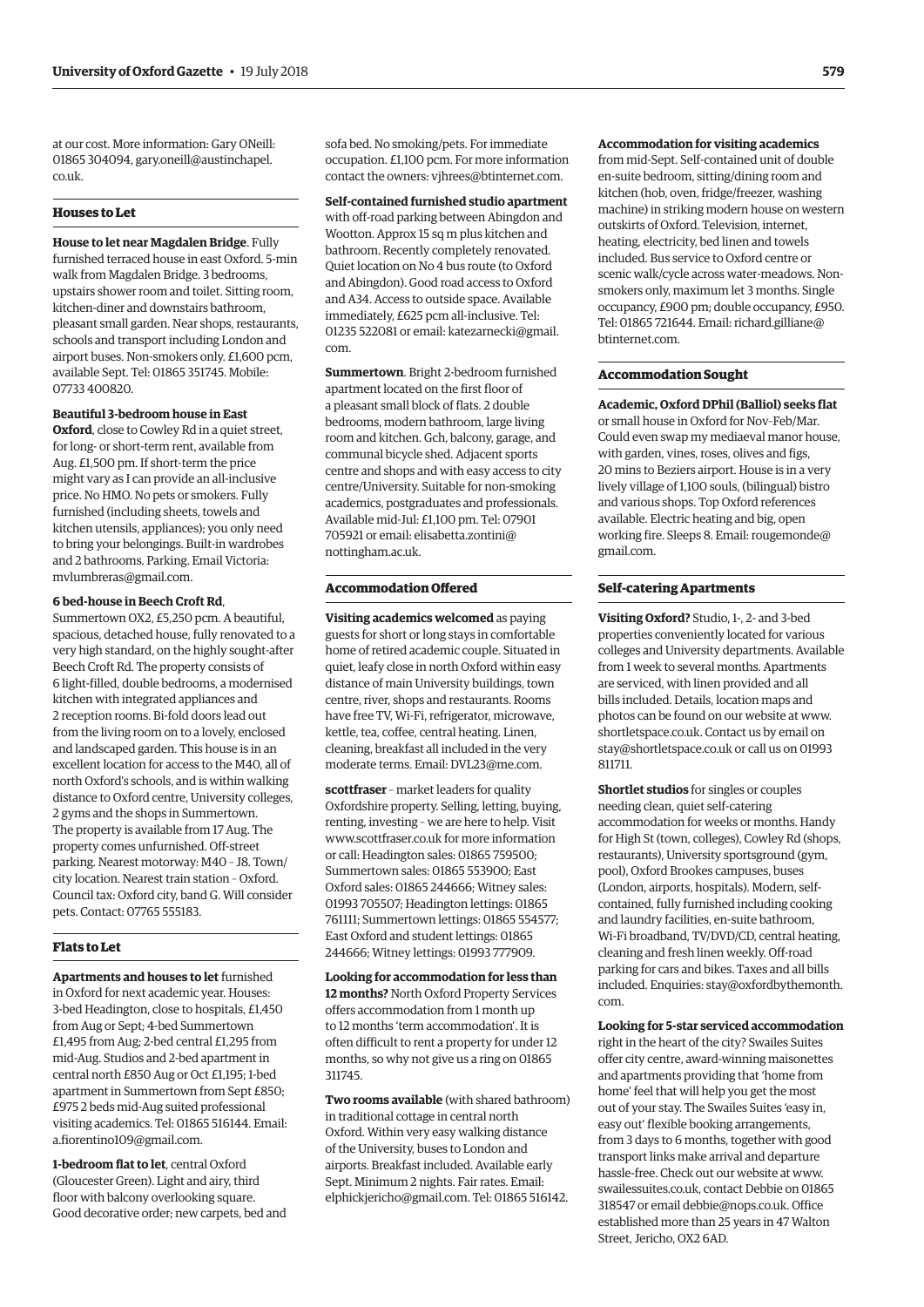at our cost. More information: Gary ONeill: 01865 304094, gary.oneill@austinchapel.co.uk.

## Houses to Let

**House to let near Magdalen Bridge**. Fully furnished terraced house in east Oxford. 5-min walk from Magdalen Bridge. 3 bedrooms, upstairs shower room and toilet. Sitting room, kitchen-diner and downstairs bathroom, pleasant small garden. Near shops, restaurants, schools and transport including London and airport buses. Non-smokers only. £1,600 pcm, available Sept. Tel: 01865 351745. Mobile: 07733 400820.

**Beautiful 3-bedroom house in East Oxford**, close to Cowley Rd in a quiet street, for long- or short-term rent, available from Aug. £1,500 pm. If short-term the price might vary as I can provide an all-inclusive price. No HMO. No pets or smokers. Fully furnished (including sheets, towels and kitchen utensils, appliances); you only need to bring your belongings. Built-in wardrobes and 2 bathrooms. Parking. Email Victoria: mvlumbreras@gmail.com.

**6 bed-house in Beech Croft Rd**, Summertown OX2, £5,250 pcm. A beautiful, spacious, detached house, fully renovated to a very high standard, on the highly sought-after Beech Croft Rd. The property consists of 6 light-filled, double bedrooms, a modernised kitchen with integrated appliances and 2 reception rooms. Bi-fold doors lead out from the living room on to a lovely, enclosed and landscaped garden. This house is in an excellent location for access to the M40, all of north Oxford's schools, and is within walking distance to Oxford centre, University colleges, 2 gyms and the shops in Summertown. The property is available from 17 Aug. The property comes unfurnished. Off-street parking. Nearest motorway: M40 – J8. Town/city location. Nearest train station – Oxford. Council tax: Oxford city, band G. Will consider pets. Contact: 07765 555183.

## Flats to Let

**Apartments and houses to let** furnished in Oxford for next academic year. Houses: 3-bed Headington, close to hospitals, £1,450 from Aug or Sept; 4-bed Summertown £1,495 from Aug; 2-bed central £1,295 from mid-Aug. Studios and 2-bed apartment in central north £850 Aug or Oct £1,195; 1-bed apartment in Summertown from Sept £850; £975 2 beds mid-Aug suited professional visiting academics. Tel: 01865 516144. Email: a.fiorentino109@gmail.com.

**1-bedroom flat to let**, central Oxford (Gloucester Green). Light and airy, third floor with balcony overlooking square. Good decorative order; new carpets, bed and sofa bed. No smoking/pets. For immediate occupation. £1,100 pcm. For more information contact the owners: vjhrees@btinternet.com.

**Self-contained furnished studio apartment** with off-road parking between Abingdon and Wootton. Approx 15 sq m plus kitchen and bathroom. Recently completely renovated. Quiet location on No 4 bus route (to Oxford and Abingdon). Good road access to Oxford and A34. Access to outside space. Available immediately, £625 pcm all-inclusive. Tel: 01235 522081 or email: katezarnecki@gmail.com.

**Summertown**. Bright 2-bedroom furnished apartment located on the first floor of a pleasant small block of flats. 2 double bedrooms, modern bathroom, large living room and kitchen. Gch, balcony, garage, and communal bicycle shed. Adjacent sports centre and shops and with easy access to city centre/University. Suitable for non-smoking academics, postgraduates and professionals. Available mid-Jul: £1,100 pm. Tel: 07901 705921 or email: elisabetta.zontini@nottingham.ac.uk.

## Accommodation Offered

**Visiting academics welcomed** as paying guests for short or long stays in comfortable home of retired academic couple. Situated in quiet, leafy close in north Oxford within easy distance of main University buildings, town centre, river, shops and restaurants. Rooms have free TV, Wi-Fi, refrigerator, microwave, kettle, tea, coffee, central heating. Linen, cleaning, breakfast all included in the very moderate terms. Email: DVL23@me.com.

**scottfraser** – market leaders for quality Oxfordshire property. Selling, letting, buying, renting, investing – we are here to help. Visit www.scottfraser.co.uk for more information or call: Headington sales: 01865 759500; Summertown sales: 01865 553900; East Oxford sales: 01865 244666; Witney sales: 01993 705507; Headington lettings: 01865 761111; Summertown lettings: 01865 554577; East Oxford and student lettings: 01865 244666; Witney lettings: 01993 777909.

**Looking for accommodation for less than 12 months?** North Oxford Property Services offers accommodation from 1 month up to 12 months 'term accommodation'. It is often difficult to rent a property for under 12 months, so why not give us a ring on 01865 311745.

**Two rooms available** (with shared bathroom) in traditional cottage in central north Oxford. Within very easy walking distance of the University, buses to London and airports. Breakfast included. Available early Sept. Minimum 2 nights. Fair rates. Email: elphickjericho@gmail.com. Tel: 01865 516142.

**Accommodation for visiting academics** from mid-Sept. Self-contained unit of double en-suite bedroom, sitting/dining room and kitchen (hob, oven, fridge/freezer, washing machine) in striking modern house on western outskirts of Oxford. Television, internet, heating, electricity, bed linen and towels included. Bus service to Oxford centre or scenic walk/cycle across water-meadows. Non-smokers only, maximum let 3 months. Single occupancy, £900 pm; double occupancy, £950. Tel: 01865 721644. Email: richard.gilliane@btinternet.com.

## Accommodation Sought

**Academic, Oxford DPhil (Balliol) seeks flat** or small house in Oxford for Nov–Feb/Mar. Could even swap my mediaeval manor house, with garden, vines, roses, olives and figs, 20 mins to Beziers airport. House is in a very lively village of 1,100 souls, (bilingual) bistro and various shops. Top Oxford references available. Electric heating and big, open working fire. Sleeps 8. Email: rougemonde@gmail.com.

## Self-catering Apartments

**Visiting Oxford?** Studio, 1-, 2- and 3-bed properties conveniently located for various colleges and University departments. Available from 1 week to several months. Apartments are serviced, with linen provided and all bills included. Details, location maps and photos can be found on our website at www.shortletspace.co.uk. Contact us by email on stay@shortletspace.co.uk or call us on 01993 811711.

**Shortlet studios** for singles or couples needing clean, quiet self-catering accommodation for weeks or months. Handy for High St (town, colleges), Cowley Rd (shops, restaurants), University sportsground (gym, pool), Oxford Brookes campuses, buses (London, airports, hospitals). Modern, self-contained, fully furnished including cooking and laundry facilities, en-suite bathroom, Wi-Fi broadband, TV/DVD/CD, central heating, cleaning and fresh linen weekly. Off-road parking for cars and bikes. Taxes and all bills included. Enquiries: stay@oxfordbythemonth.com.

**Looking for 5-star serviced accommodation** right in the heart of the city? Swailes Suites offer city centre, award-winning maisonettes and apartments providing that 'home from home' feel that will help you get the most out of your stay. The Swailes Suites 'easy in, easy out' flexible booking arrangements, from 3 days to 6 months, together with good transport links make arrival and departure hassle-free. Check out our website at www.swailessuites.co.uk, contact Debbie on 01865 318547 or email debbie@nops.co.uk. Office established more than 25 years in 47 Walton Street, Jericho, OX2 6AD.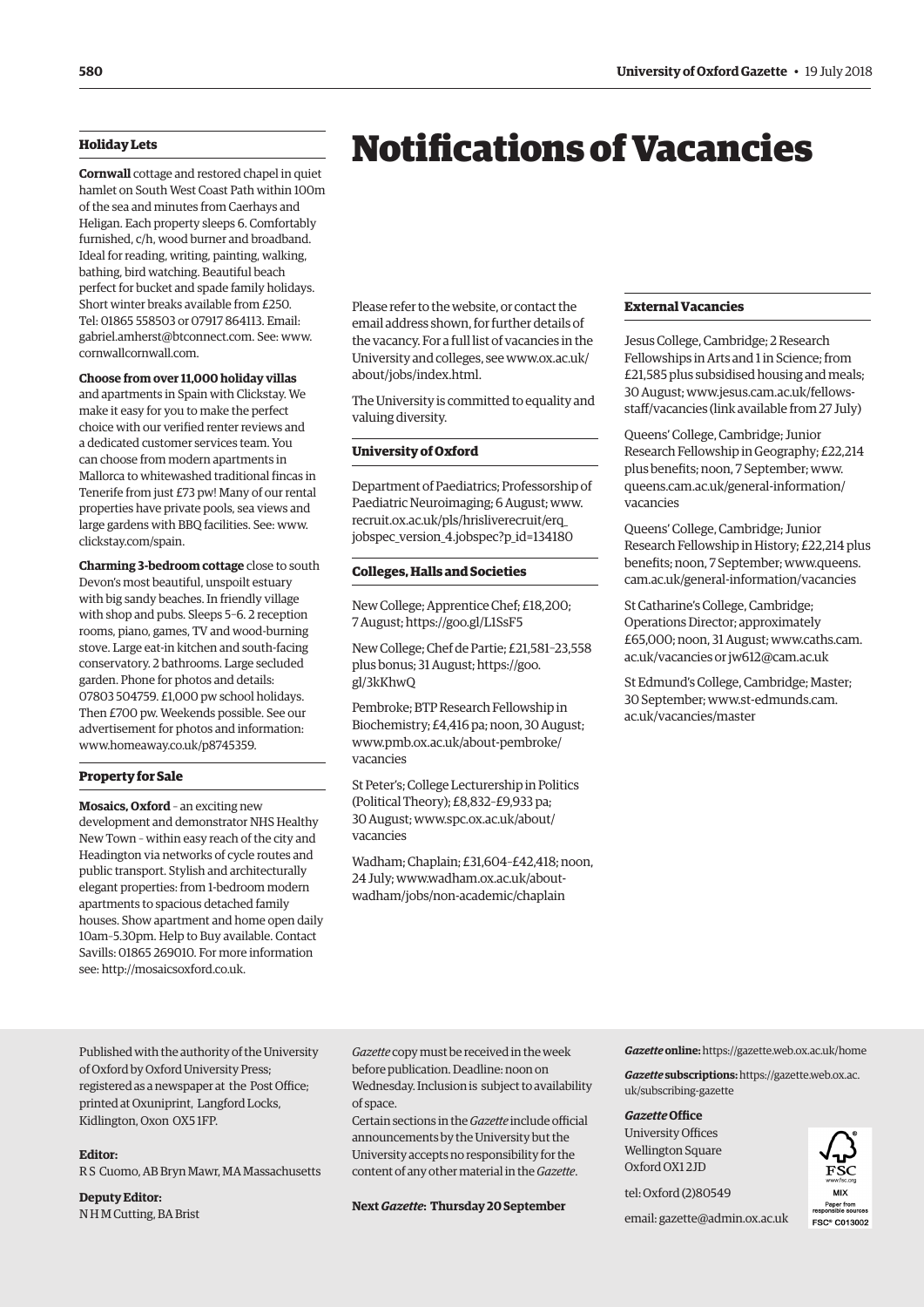### Holiday Lets

**Cornwall** cottage and restored chapel in quiet hamlet on South West Coast Path within 100m of the sea and minutes from Caerhays and Heligan. Each property sleeps 6. Comfortably furnished, c/h, wood burner and broadband. Ideal for reading, writing, painting, walking, bathing, bird watching. Beautiful beach perfect for bucket and spade family holidays. Short winter breaks available from £250. Tel: 01865 558503 or 07917 864113. Email: gabriel.amherst@btconnect.com. See: www.cornwallcornwall.com.

**Choose from over 11,000 holiday villas** and apartments in Spain with Clickstay. We make it easy for you to make the perfect choice with our verified renter reviews and a dedicated customer services team. You can choose from modern apartments in Mallorca to whitewashed traditional fincas in Tenerife from just £73 pw! Many of our rental properties have private pools, sea views and large gardens with BBQ facilities. See: www.clickstay.com/spain.

**Charming 3-bedroom cottage** close to south Devon's most beautiful, unspoilt estuary with big sandy beaches. In friendly village with shop and pubs. Sleeps 5–6. 2 reception rooms, piano, games, TV and wood-burning stove. Large eat-in kitchen and south-facing conservatory. 2 bathrooms. Large secluded garden. Phone for photos and details: 07803 504759. £1,000 pw school holidays. Then £700 pw. Weekends possible. See our advertisement for photos and information: www.homeaway.co.uk/p8745359.

### Property for Sale

**Mosaics, Oxford** – an exciting new development and demonstrator NHS Healthy New Town – within easy reach of the city and Headington via networks of cycle routes and public transport. Stylish and architecturally elegant properties: from 1-bedroom modern apartments to spacious detached family houses. Show apartment and home open daily 10am–5.30pm. Help to Buy available. Contact Savills: 01865 269010. For more information see: http://mosaicsoxford.co.uk.

# Notifications of Vacancies

Please refer to the website, or contact the email address shown, for further details of the vacancy. For a full list of vacancies in the University and colleges, see www.ox.ac.uk/about/jobs/index.html.

The University is committed to equality and valuing diversity.

### University of Oxford

Department of Paediatrics; Professorship of Paediatric Neuroimaging; 6 August; www.recruit.ox.ac.uk/pls/hrisliverecruit/erq_jobspec_version_4.jobspec?p_id=134180

### Colleges, Halls and Societies

New College; Apprentice Chef; £18,200; 7 August; https://goo.gl/L1SsF5

New College; Chef de Partie; £21,581–23,558 plus bonus; 31 August; https://goo.gl/3kKhwQ

Pembroke; BTP Research Fellowship in Biochemistry; £4,416 pa; noon, 30 August; www.pmb.ox.ac.uk/about-pembroke/vacancies

St Peter's; College Lecturership in Politics (Political Theory); £8,832–£9,933 pa; 30 August; www.spc.ox.ac.uk/about/vacancies

Wadham; Chaplain; £31,604–£42,418; noon, 24 July; www.wadham.ox.ac.uk/about-wadham/jobs/non-academic/chaplain

### External Vacancies

Jesus College, Cambridge; 2 Research Fellowships in Arts and 1 in Science; from £21,585 plus subsidised housing and meals; 30 August; www.jesus.cam.ac.uk/fellows-staff/vacancies (link available from 27 July)

Queens' College, Cambridge; Junior Research Fellowship in Geography; £22,214 plus benefits; noon, 7 September; www.queens.cam.ac.uk/general-information/vacancies

Queens' College, Cambridge; Junior Research Fellowship in History; £22,214 plus benefits; noon, 7 September; www.queens.cam.ac.uk/general-information/vacancies

St Catharine's College, Cambridge; Operations Director; approximately £65,000; noon, 31 August; www.caths.cam.ac.uk/vacancies or jw612@cam.ac.uk

St Edmund's College, Cambridge; Master; 30 September; www.st-edmunds.cam.ac.uk/vacancies/master

---

Published with the authority of the University of Oxford by Oxford University Press; registered as a newspaper at the Post Office; printed at Oxuniprint, Langford Locks, Kidlington, Oxon OX5 1FP.

**Editor:**
R S Cuomo, AB Bryn Mawr, MA Massachusetts

**Deputy Editor:**
N H M Cutting, BA Brist

*Gazette* copy must be received in the week before publication. Deadline: noon on Wednesday. Inclusion is subject to availability of space.
Certain sections in the *Gazette* include official announcements by the University but the University accepts no responsibility for the content of any other material in the *Gazette*.

**Next *Gazette*: Thursday 20 September**

***Gazette* online:** https://gazette.web.ox.ac.uk/home

***Gazette* subscriptions:** https://gazette.web.ox.ac.uk/subscribing-gazette

***Gazette* Office**
University Offices
Wellington Square
Oxford OX1 2JD

tel: Oxford (2)80549

email: gazette@admin.ox.ac.uk

FSC www.fsc.org MIX Paper from responsible sources FSC® C013002